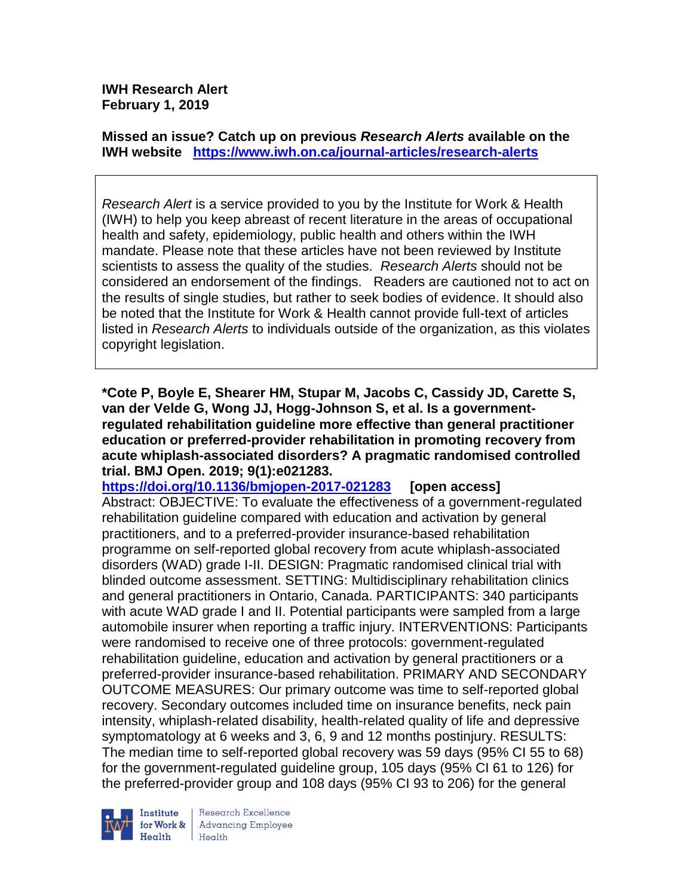**IWH Research Alert**
**February 1, 2019**

**Missed an issue? Catch up on previous *Research Alerts* available on the IWH website** **https://www.iwh.on.ca/journal-articles/research-alerts**

*Research Alert* is a service provided to you by the Institute for Work & Health (IWH) to help you keep abreast of recent literature in the areas of occupational health and safety, epidemiology, public health and others within the IWH mandate. Please note that these articles have not been reviewed by Institute scientists to assess the quality of the studies. *Research Alerts* should not be considered an endorsement of the findings. Readers are cautioned not to act on the results of single studies, but rather to seek bodies of evidence. It should also be noted that the Institute for Work & Health cannot provide full-text of articles listed in *Research Alerts* to individuals outside of the organization, as this violates copyright legislation.

**\*Cote P, Boyle E, Shearer HM, Stupar M, Jacobs C, Cassidy JD, Carette S, van der Velde G, Wong JJ, Hogg-Johnson S, et al. Is a government-regulated rehabilitation guideline more effective than general practitioner education or preferred-provider rehabilitation in promoting recovery from acute whiplash-associated disorders? A pragmatic randomised controlled trial. BMJ Open. 2019; 9(1):e021283.**
**https://doi.org/10.1136/bmjopen-2017-021283** **[open access]**
Abstract: OBJECTIVE: To evaluate the effectiveness of a government-regulated rehabilitation guideline compared with education and activation by general practitioners, and to a preferred-provider insurance-based rehabilitation programme on self-reported global recovery from acute whiplash-associated disorders (WAD) grade I-II. DESIGN: Pragmatic randomised clinical trial with blinded outcome assessment. SETTING: Multidisciplinary rehabilitation clinics and general practitioners in Ontario, Canada. PARTICIPANTS: 340 participants with acute WAD grade I and II. Potential participants were sampled from a large automobile insurer when reporting a traffic injury. INTERVENTIONS: Participants were randomised to receive one of three protocols: government-regulated rehabilitation guideline, education and activation by general practitioners or a preferred-provider insurance-based rehabilitation. PRIMARY AND SECONDARY OUTCOME MEASURES: Our primary outcome was time to self-reported global recovery. Secondary outcomes included time on insurance benefits, neck pain intensity, whiplash-related disability, health-related quality of life and depressive symptomatology at 6 weeks and 3, 6, 9 and 12 months postinjury. RESULTS: The median time to self-reported global recovery was 59 days (95% CI 55 to 68) for the government-regulated guideline group, 105 days (95% CI 61 to 126) for the preferred-provider group and 108 days (95% CI 93 to 206) for the general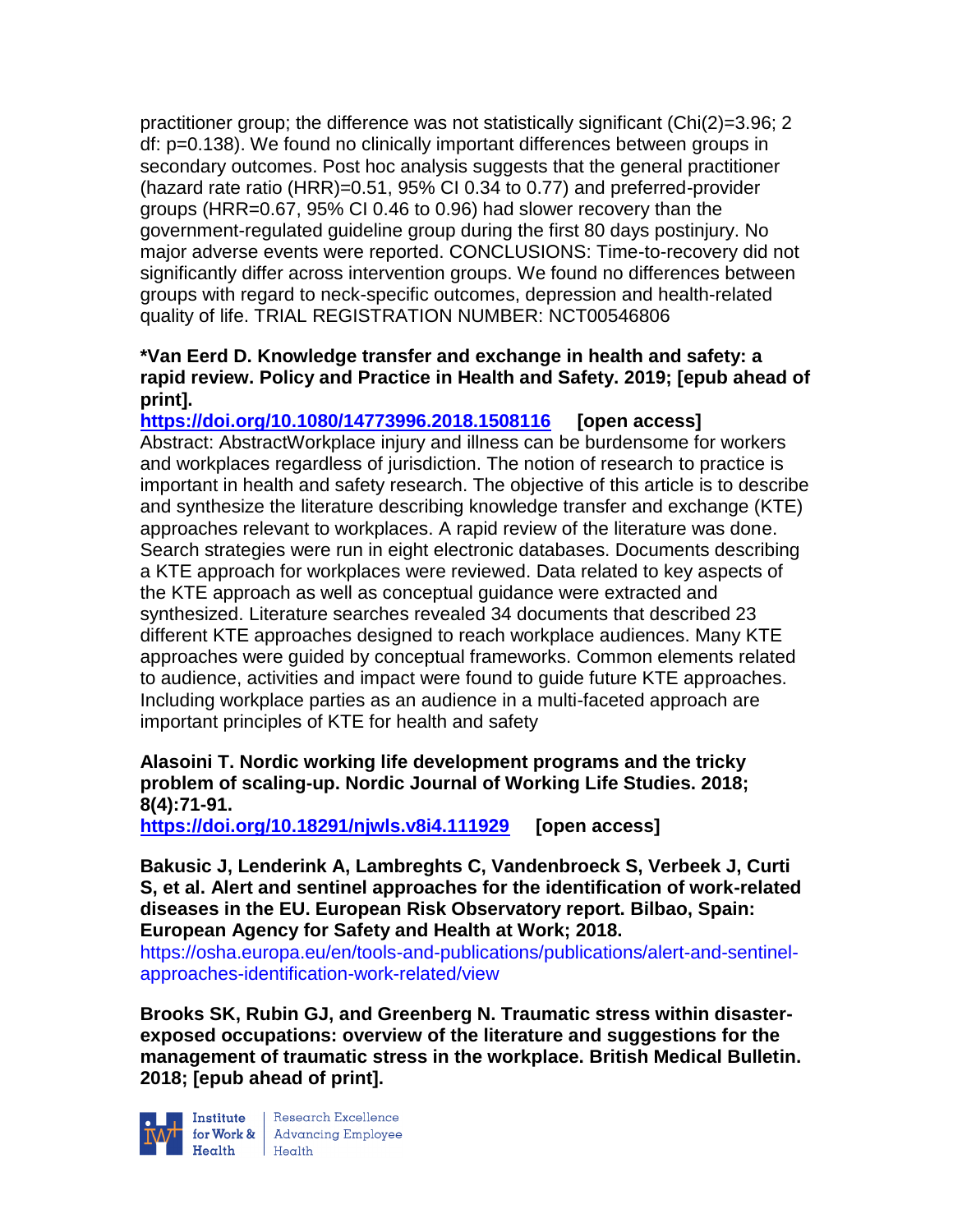practitioner group; the difference was not statistically significant (Chi(2)=3.96; 2 df: p=0.138). We found no clinically important differences between groups in secondary outcomes. Post hoc analysis suggests that the general practitioner (hazard rate ratio (HRR)=0.51, 95% CI 0.34 to 0.77) and preferred-provider groups (HRR=0.67, 95% CI 0.46 to 0.96) had slower recovery than the government-regulated guideline group during the first 80 days postinjury. No major adverse events were reported. CONCLUSIONS: Time-to-recovery did not significantly differ across intervention groups. We found no differences between groups with regard to neck-specific outcomes, depression and health-related quality of life. TRIAL REGISTRATION NUMBER: NCT00546806

**\*Van Eerd D. Knowledge transfer and exchange in health and safety: a rapid review. Policy and Practice in Health and Safety. 2019; [epub ahead of print].**

**https://doi.org/10.1080/14773996.2018.1508116 [open access]**

Abstract: AbstractWorkplace injury and illness can be burdensome for workers and workplaces regardless of jurisdiction. The notion of research to practice is important in health and safety research. The objective of this article is to describe and synthesize the literature describing knowledge transfer and exchange (KTE) approaches relevant to workplaces. A rapid review of the literature was done. Search strategies were run in eight electronic databases. Documents describing a KTE approach for workplaces were reviewed. Data related to key aspects of the KTE approach as well as conceptual guidance were extracted and synthesized. Literature searches revealed 34 documents that described 23 different KTE approaches designed to reach workplace audiences. Many KTE approaches were guided by conceptual frameworks. Common elements related to audience, activities and impact were found to guide future KTE approaches. Including workplace parties as an audience in a multi-faceted approach are important principles of KTE for health and safety

**Alasoini T. Nordic working life development programs and the tricky problem of scaling-up. Nordic Journal of Working Life Studies. 2018; 8(4):71-91.**

**https://doi.org/10.18291/njwls.v8i4.111929 [open access]**

**Bakusic J, Lenderink A, Lambreghts C, Vandenbroeck S, Verbeek J, Curti S, et al. Alert and sentinel approaches for the identification of work-related diseases in the EU. European Risk Observatory report. Bilbao, Spain: European Agency for Safety and Health at Work; 2018.**

https://osha.europa.eu/en/tools-and-publications/publications/alert-and-sentinel-approaches-identification-work-related/view

**Brooks SK, Rubin GJ, and Greenberg N. Traumatic stress within disaster-exposed occupations: overview of the literature and suggestions for the management of traumatic stress in the workplace. British Medical Bulletin. 2018; [epub ahead of print].**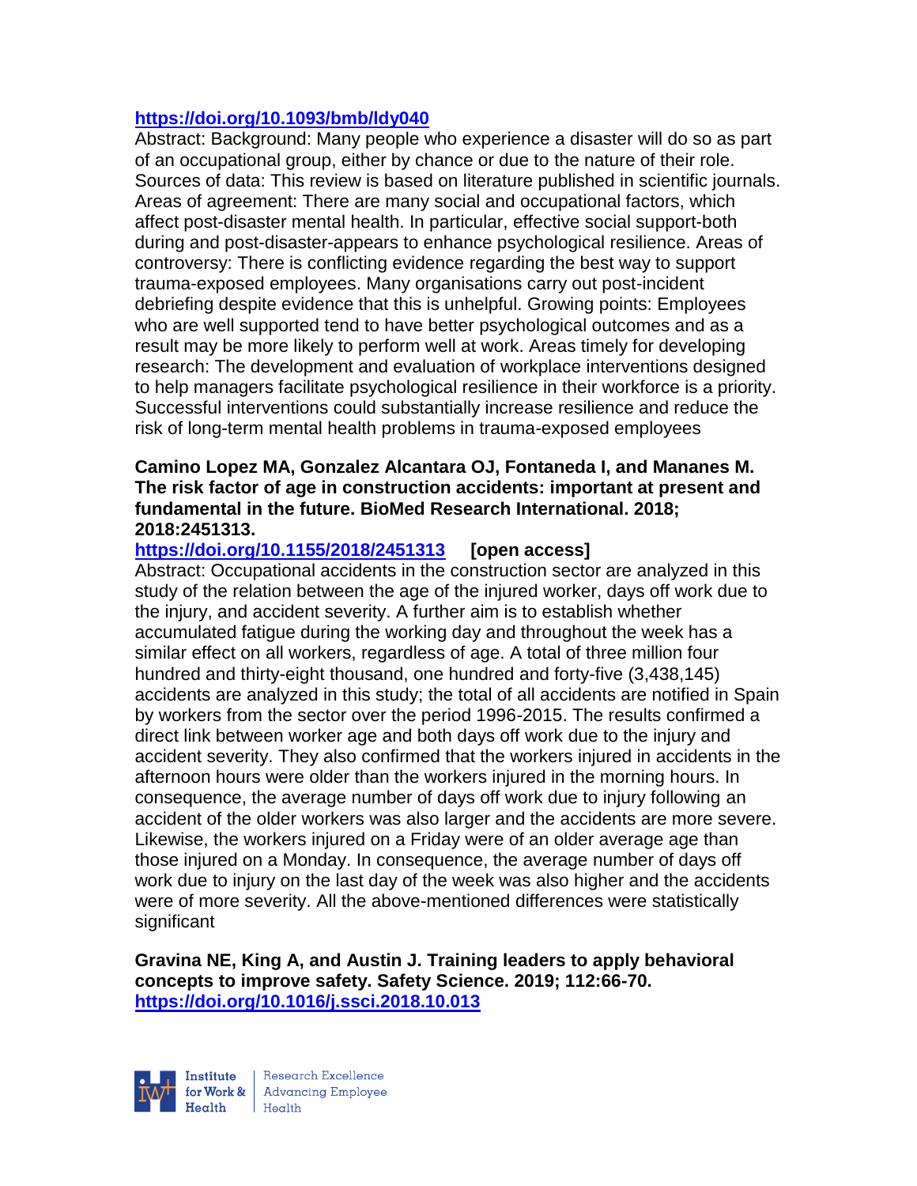https://doi.org/10.1093/bmb/ldy040

Abstract: Background: Many people who experience a disaster will do so as part of an occupational group, either by chance or due to the nature of their role. Sources of data: This review is based on literature published in scientific journals. Areas of agreement: There are many social and occupational factors, which affect post-disaster mental health. In particular, effective social support-both during and post-disaster-appears to enhance psychological resilience. Areas of controversy: There is conflicting evidence regarding the best way to support trauma-exposed employees. Many organisations carry out post-incident debriefing despite evidence that this is unhelpful. Growing points: Employees who are well supported tend to have better psychological outcomes and as a result may be more likely to perform well at work. Areas timely for developing research: The development and evaluation of workplace interventions designed to help managers facilitate psychological resilience in their workforce is a priority. Successful interventions could substantially increase resilience and reduce the risk of long-term mental health problems in trauma-exposed employees

**Camino Lopez MA, Gonzalez Alcantara OJ, Fontaneda I, and Mananes M. The risk factor of age in construction accidents: important at present and fundamental in the future. BioMed Research International. 2018; 2018:2451313.**

https://doi.org/10.1155/2018/2451313 **[open access]**

Abstract: Occupational accidents in the construction sector are analyzed in this study of the relation between the age of the injured worker, days off work due to the injury, and accident severity. A further aim is to establish whether accumulated fatigue during the working day and throughout the week has a similar effect on all workers, regardless of age. A total of three million four hundred and thirty-eight thousand, one hundred and forty-five (3,438,145) accidents are analyzed in this study; the total of all accidents are notified in Spain by workers from the sector over the period 1996-2015. The results confirmed a direct link between worker age and both days off work due to the injury and accident severity. They also confirmed that the workers injured in accidents in the afternoon hours were older than the workers injured in the morning hours. In consequence, the average number of days off work due to injury following an accident of the older workers was also larger and the accidents are more severe. Likewise, the workers injured on a Friday were of an older average age than those injured on a Monday. In consequence, the average number of days off work due to injury on the last day of the week was also higher and the accidents were of more severity. All the above-mentioned differences were statistically significant

**Gravina NE, King A, and Austin J. Training leaders to apply behavioral concepts to improve safety. Safety Science. 2019; 112:66-70.**
https://doi.org/10.1016/j.ssci.2018.10.013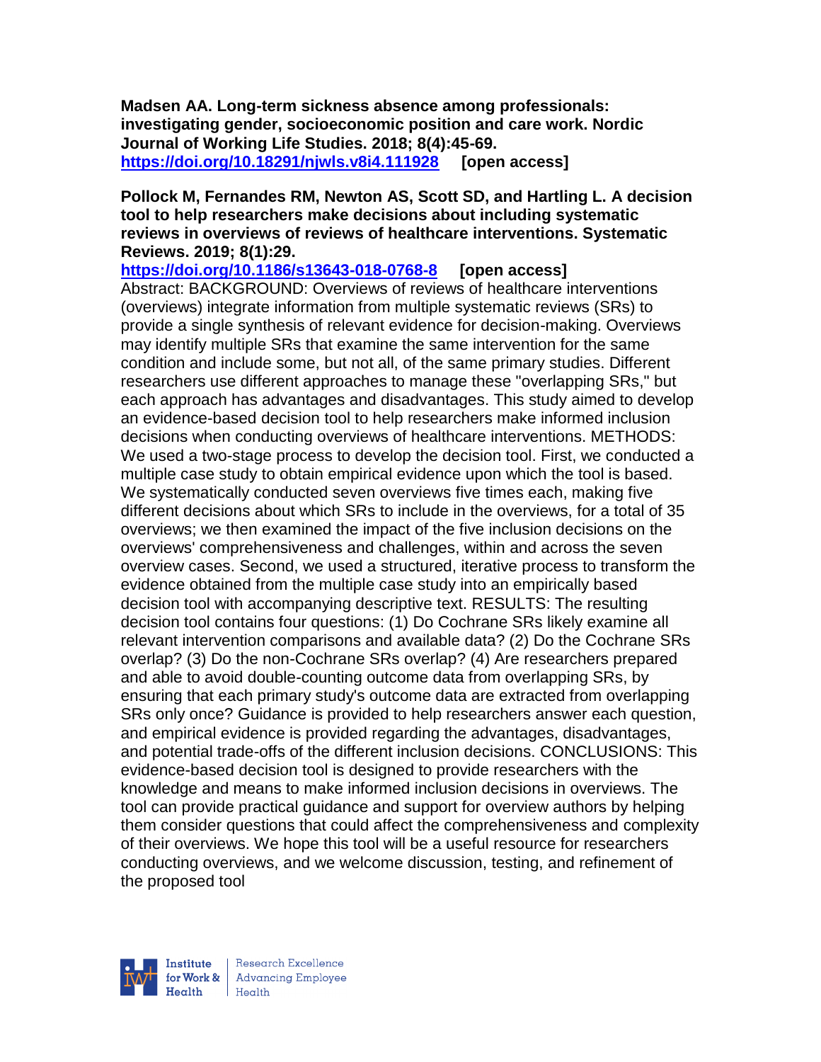**Madsen AA. Long-term sickness absence among professionals: investigating gender, socioeconomic position and care work. Nordic Journal of Working Life Studies. 2018; 8(4):45-69.**
**https://doi.org/10.18291/njwls.v8i4.111928 [open access]**

**Pollock M, Fernandes RM, Newton AS, Scott SD, and Hartling L. A decision tool to help researchers make decisions about including systematic reviews in overviews of reviews of healthcare interventions. Systematic Reviews. 2019; 8(1):29.**
**https://doi.org/10.1186/s13643-018-0768-8 [open access]**
Abstract: BACKGROUND: Overviews of reviews of healthcare interventions (overviews) integrate information from multiple systematic reviews (SRs) to provide a single synthesis of relevant evidence for decision-making. Overviews may identify multiple SRs that examine the same intervention for the same condition and include some, but not all, of the same primary studies. Different researchers use different approaches to manage these "overlapping SRs," but each approach has advantages and disadvantages. This study aimed to develop an evidence-based decision tool to help researchers make informed inclusion decisions when conducting overviews of healthcare interventions. METHODS: We used a two-stage process to develop the decision tool. First, we conducted a multiple case study to obtain empirical evidence upon which the tool is based. We systematically conducted seven overviews five times each, making five different decisions about which SRs to include in the overviews, for a total of 35 overviews; we then examined the impact of the five inclusion decisions on the overviews' comprehensiveness and challenges, within and across the seven overview cases. Second, we used a structured, iterative process to transform the evidence obtained from the multiple case study into an empirically based decision tool with accompanying descriptive text. RESULTS: The resulting decision tool contains four questions: (1) Do Cochrane SRs likely examine all relevant intervention comparisons and available data? (2) Do the Cochrane SRs overlap? (3) Do the non-Cochrane SRs overlap? (4) Are researchers prepared and able to avoid double-counting outcome data from overlapping SRs, by ensuring that each primary study's outcome data are extracted from overlapping SRs only once? Guidance is provided to help researchers answer each question, and empirical evidence is provided regarding the advantages, disadvantages, and potential trade-offs of the different inclusion decisions. CONCLUSIONS: This evidence-based decision tool is designed to provide researchers with the knowledge and means to make informed inclusion decisions in overviews. The tool can provide practical guidance and support for overview authors by helping them consider questions that could affect the comprehensiveness and complexity of their overviews. We hope this tool will be a useful resource for researchers conducting overviews, and we welcome discussion, testing, and refinement of the proposed tool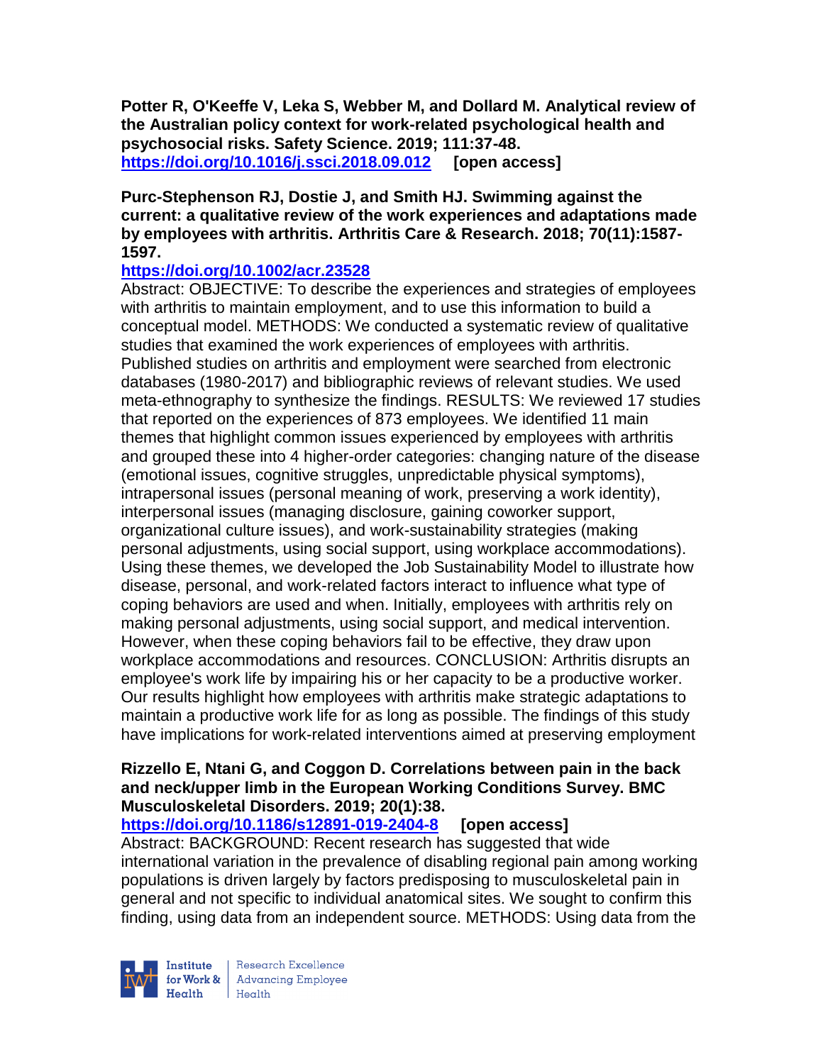**Potter R, O'Keeffe V, Leka S, Webber M, and Dollard M. Analytical review of the Australian policy context for work-related psychological health and psychosocial risks. Safety Science. 2019; 111:37-48.**
**https://doi.org/10.1016/j.ssci.2018.09.012 [open access]**

**Purc-Stephenson RJ, Dostie J, and Smith HJ. Swimming against the current: a qualitative review of the work experiences and adaptations made by employees with arthritis. Arthritis Care & Research. 2018; 70(11):1587-1597.**
**https://doi.org/10.1002/acr.23528**
Abstract: OBJECTIVE: To describe the experiences and strategies of employees with arthritis to maintain employment, and to use this information to build a conceptual model. METHODS: We conducted a systematic review of qualitative studies that examined the work experiences of employees with arthritis. Published studies on arthritis and employment were searched from electronic databases (1980-2017) and bibliographic reviews of relevant studies. We used meta-ethnography to synthesize the findings. RESULTS: We reviewed 17 studies that reported on the experiences of 873 employees. We identified 11 main themes that highlight common issues experienced by employees with arthritis and grouped these into 4 higher-order categories: changing nature of the disease (emotional issues, cognitive struggles, unpredictable physical symptoms), intrapersonal issues (personal meaning of work, preserving a work identity), interpersonal issues (managing disclosure, gaining coworker support, organizational culture issues), and work-sustainability strategies (making personal adjustments, using social support, using workplace accommodations). Using these themes, we developed the Job Sustainability Model to illustrate how disease, personal, and work-related factors interact to influence what type of coping behaviors are used and when. Initially, employees with arthritis rely on making personal adjustments, using social support, and medical intervention. However, when these coping behaviors fail to be effective, they draw upon workplace accommodations and resources. CONCLUSION: Arthritis disrupts an employee's work life by impairing his or her capacity to be a productive worker. Our results highlight how employees with arthritis make strategic adaptations to maintain a productive work life for as long as possible. The findings of this study have implications for work-related interventions aimed at preserving employment

**Rizzello E, Ntani G, and Coggon D. Correlations between pain in the back and neck/upper limb in the European Working Conditions Survey. BMC Musculoskeletal Disorders. 2019; 20(1):38.**
**https://doi.org/10.1186/s12891-019-2404-8 [open access]**
Abstract: BACKGROUND: Recent research has suggested that wide international variation in the prevalence of disabling regional pain among working populations is driven largely by factors predisposing to musculoskeletal pain in general and not specific to individual anatomical sites. We sought to confirm this finding, using data from an independent source. METHODS: Using data from the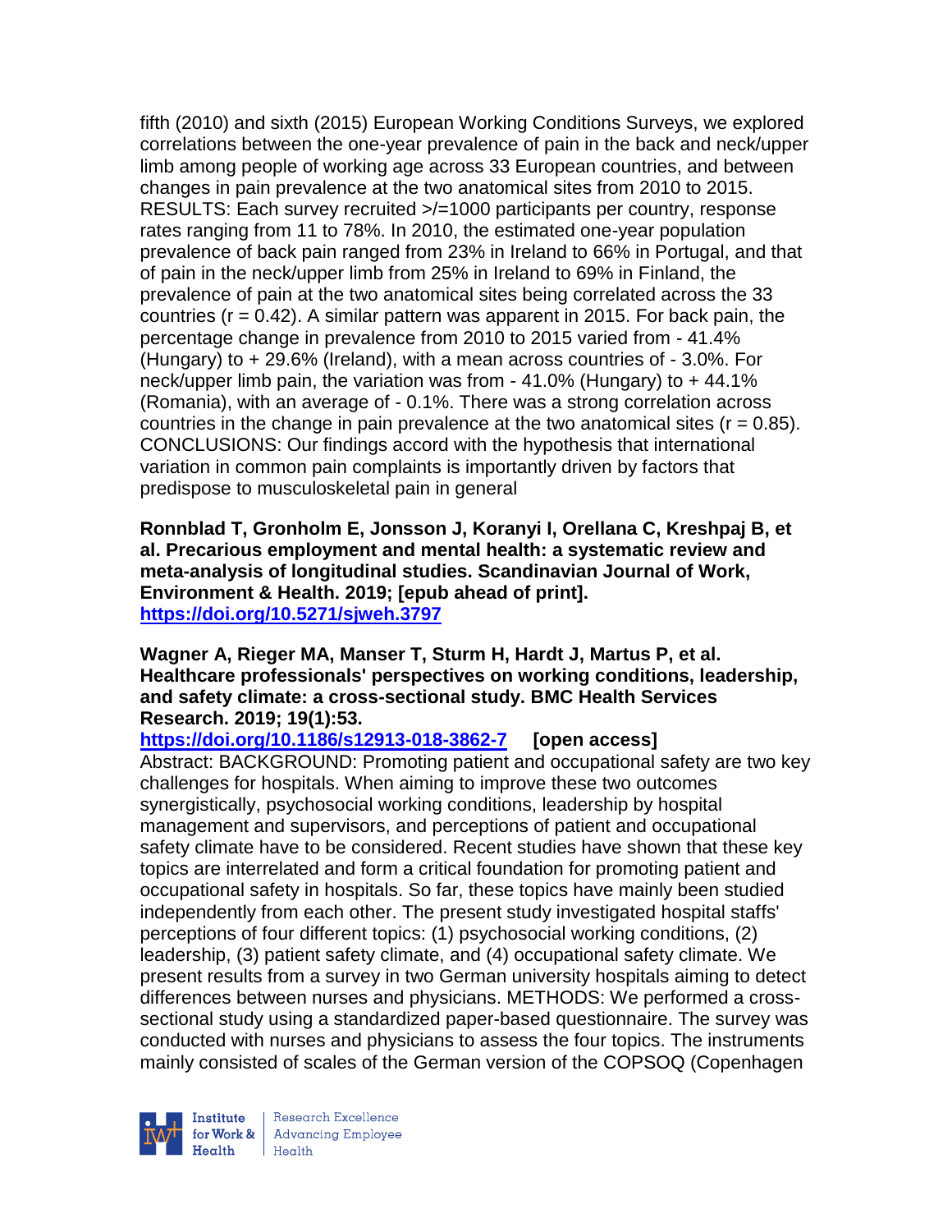fifth (2010) and sixth (2015) European Working Conditions Surveys, we explored correlations between the one-year prevalence of pain in the back and neck/upper limb among people of working age across 33 European countries, and between changes in pain prevalence at the two anatomical sites from 2010 to 2015. RESULTS: Each survey recruited >/=1000 participants per country, response rates ranging from 11 to 78%. In 2010, the estimated one-year population prevalence of back pain ranged from 23% in Ireland to 66% in Portugal, and that of pain in the neck/upper limb from 25% in Ireland to 69% in Finland, the prevalence of pain at the two anatomical sites being correlated across the 33 countries ($r = 0.42$). A similar pattern was apparent in 2015. For back pain, the percentage change in prevalence from 2010 to 2015 varied from - 41.4% (Hungary) to + 29.6% (Ireland), with a mean across countries of - 3.0%. For neck/upper limb pain, the variation was from - 41.0% (Hungary) to + 44.1% (Romania), with an average of - 0.1%. There was a strong correlation across countries in the change in pain prevalence at the two anatomical sites ($r = 0.85$). CONCLUSIONS: Our findings accord with the hypothesis that international variation in common pain complaints is importantly driven by factors that predispose to musculoskeletal pain in general

**Ronnblad T, Gronholm E, Jonsson J, Koranyi I, Orellana C, Kreshpaj B, et al. Precarious employment and mental health: a systematic review and meta-analysis of longitudinal studies. Scandinavian Journal of Work, Environment & Health. 2019; [epub ahead of print].**
**https://doi.org/10.5271/sjweh.3797**

**Wagner A, Rieger MA, Manser T, Sturm H, Hardt J, Martus P, et al. Healthcare professionals' perspectives on working conditions, leadership, and safety climate: a cross-sectional study. BMC Health Services Research. 2019; 19(1):53.**
**https://doi.org/10.1186/s12913-018-3862-7** **[open access]**
Abstract: BACKGROUND: Promoting patient and occupational safety are two key challenges for hospitals. When aiming to improve these two outcomes synergistically, psychosocial working conditions, leadership by hospital management and supervisors, and perceptions of patient and occupational safety climate have to be considered. Recent studies have shown that these key topics are interrelated and form a critical foundation for promoting patient and occupational safety in hospitals. So far, these topics have mainly been studied independently from each other. The present study investigated hospital staffs' perceptions of four different topics: (1) psychosocial working conditions, (2) leadership, (3) patient safety climate, and (4) occupational safety climate. We present results from a survey in two German university hospitals aiming to detect differences between nurses and physicians. METHODS: We performed a cross-sectional study using a standardized paper-based questionnaire. The survey was conducted with nurses and physicians to assess the four topics. The instruments mainly consisted of scales of the German version of the COPSOQ (Copenhagen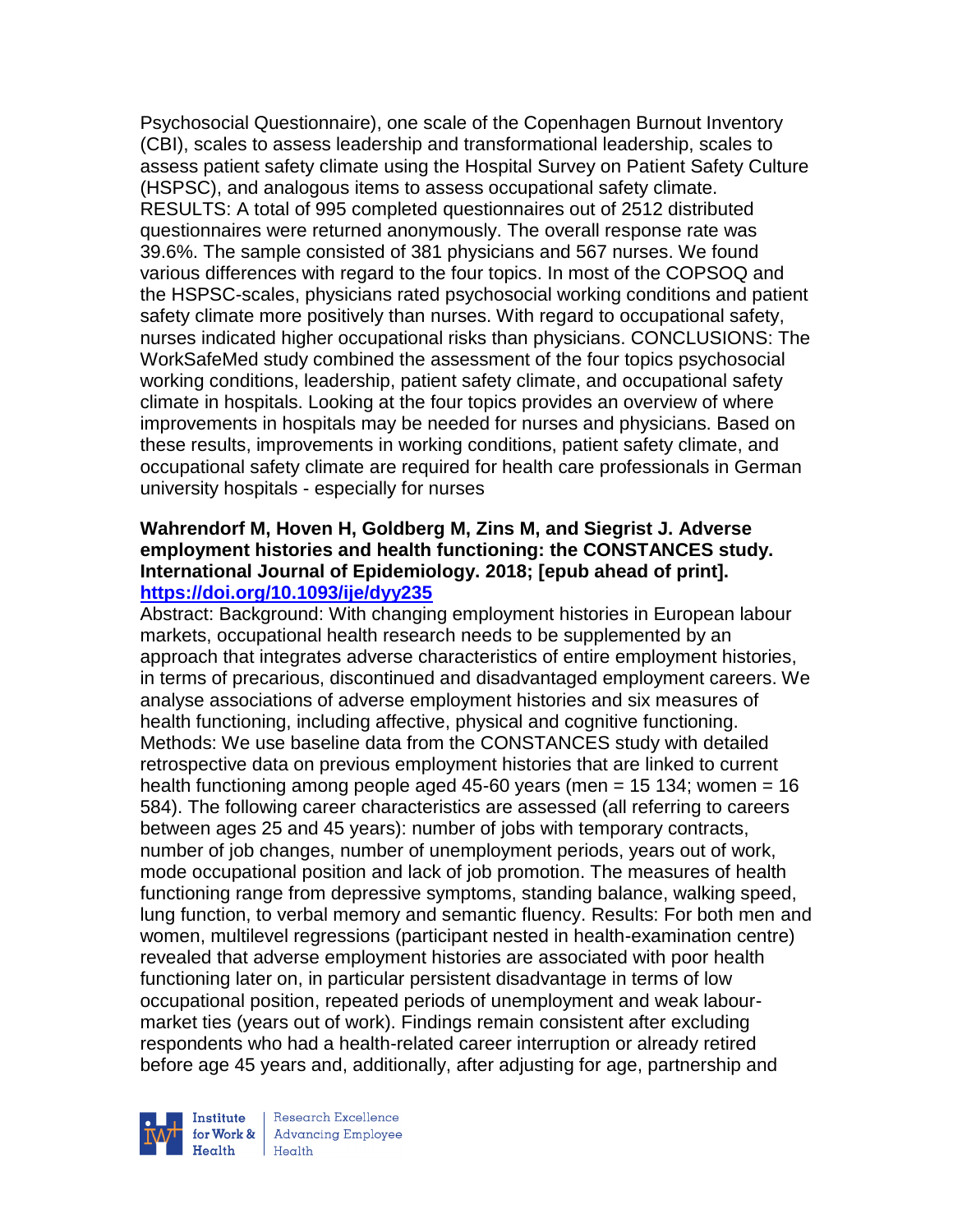Psychosocial Questionnaire), one scale of the Copenhagen Burnout Inventory (CBI), scales to assess leadership and transformational leadership, scales to assess patient safety climate using the Hospital Survey on Patient Safety Culture (HSPSC), and analogous items to assess occupational safety climate. RESULTS: A total of 995 completed questionnaires out of 2512 distributed questionnaires were returned anonymously. The overall response rate was 39.6%. The sample consisted of 381 physicians and 567 nurses. We found various differences with regard to the four topics. In most of the COPSOQ and the HSPSC-scales, physicians rated psychosocial working conditions and patient safety climate more positively than nurses. With regard to occupational safety, nurses indicated higher occupational risks than physicians. CONCLUSIONS: The WorkSafeMed study combined the assessment of the four topics psychosocial working conditions, leadership, patient safety climate, and occupational safety climate in hospitals. Looking at the four topics provides an overview of where improvements in hospitals may be needed for nurses and physicians. Based on these results, improvements in working conditions, patient safety climate, and occupational safety climate are required for health care professionals in German university hospitals - especially for nurses

**Wahrendorf M, Hoven H, Goldberg M, Zins M, and Siegrist J. Adverse employment histories and health functioning: the CONSTANCES study. International Journal of Epidemiology. 2018; [epub ahead of print].**
**https://doi.org/10.1093/ije/dyy235**

Abstract: Background: With changing employment histories in European labour markets, occupational health research needs to be supplemented by an approach that integrates adverse characteristics of entire employment histories, in terms of precarious, discontinued and disadvantaged employment careers. We analyse associations of adverse employment histories and six measures of health functioning, including affective, physical and cognitive functioning. Methods: We use baseline data from the CONSTANCES study with detailed retrospective data on previous employment histories that are linked to current health functioning among people aged 45-60 years (men = 15 134; women = 16 584). The following career characteristics are assessed (all referring to careers between ages 25 and 45 years): number of jobs with temporary contracts, number of job changes, number of unemployment periods, years out of work, mode occupational position and lack of job promotion. The measures of health functioning range from depressive symptoms, standing balance, walking speed, lung function, to verbal memory and semantic fluency. Results: For both men and women, multilevel regressions (participant nested in health-examination centre) revealed that adverse employment histories are associated with poor health functioning later on, in particular persistent disadvantage in terms of low occupational position, repeated periods of unemployment and weak labour-market ties (years out of work). Findings remain consistent after excluding respondents who had a health-related career interruption or already retired before age 45 years and, additionally, after adjusting for age, partnership and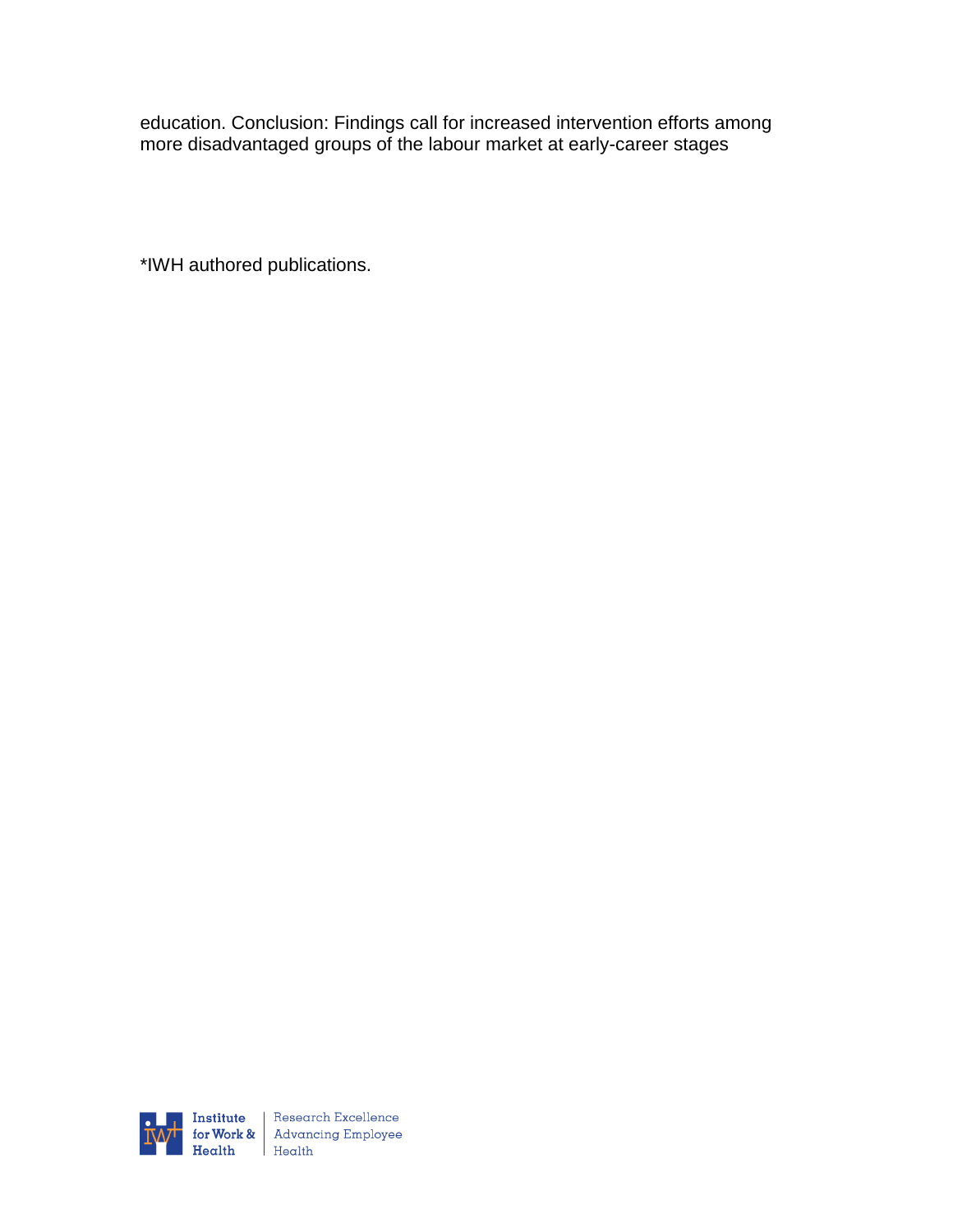education. Conclusion: Findings call for increased intervention efforts among more disadvantaged groups of the labour market at early-career stages

*IWH authored publications.